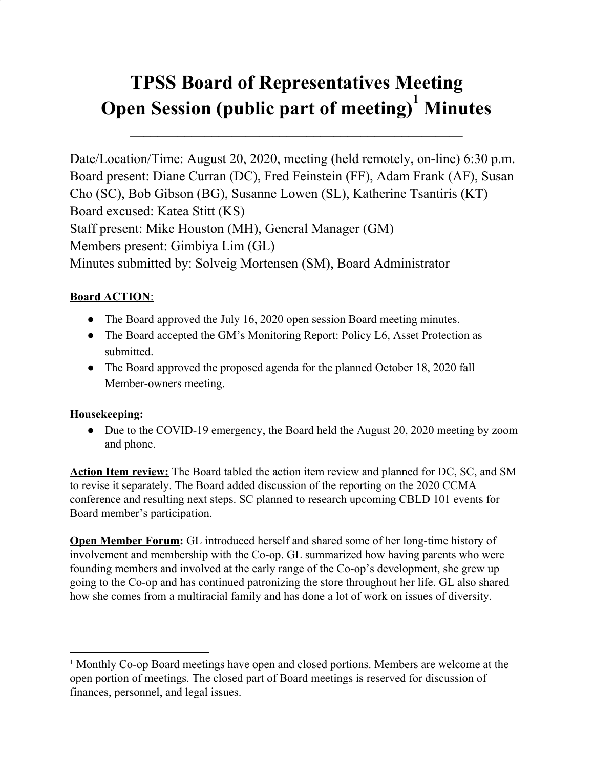# TPSS Board of Representatives Meeting
# Open Session (public part of meeting)[1] Minutes

---

Date/Location/Time: August 20, 2020, meeting (held remotely, on-line) 6:30 p.m.
Board present: Diane Curran (DC), Fred Feinstein (FF), Adam Frank (AF), Susan Cho (SC), Bob Gibson (BG), Susanne Lowen (SL), Katherine Tsantiris (KT)
Board excused: Katea Stitt (KS)
Staff present: Mike Houston (MH), General Manager (GM)
Members present: Gimbiya Lim (GL)
Minutes submitted by: Solveig Mortensen (SM), Board Administrator

**Board ACTION**:

- The Board approved the July 16, 2020 open session Board meeting minutes.
- The Board accepted the GM's Monitoring Report: Policy L6, Asset Protection as submitted.
- The Board approved the proposed agenda for the planned October 18, 2020 fall Member-owners meeting.

**Housekeeping:**

- Due to the COVID-19 emergency, the Board held the August 20, 2020 meeting by zoom and phone.

**Action Item review:** The Board tabled the action item review and planned for DC, SC, and SM to revise it separately. The Board added discussion of the reporting on the 2020 CCMA conference and resulting next steps. SC planned to research upcoming CBLD 101 events for Board member's participation.

**Open Member Forum:** GL introduced herself and shared some of her long-time history of involvement and membership with the Co-op. GL summarized how having parents who were founding members and involved at the early range of the Co-op's development, she grew up going to the Co-op and has continued patronizing the store throughout her life. GL also shared how she comes from a multiracial family and has done a lot of work on issues of diversity.

---

[1] Monthly Co-op Board meetings have open and closed portions. Members are welcome at the open portion of meetings. The closed part of Board meetings is reserved for discussion of finances, personnel, and legal issues.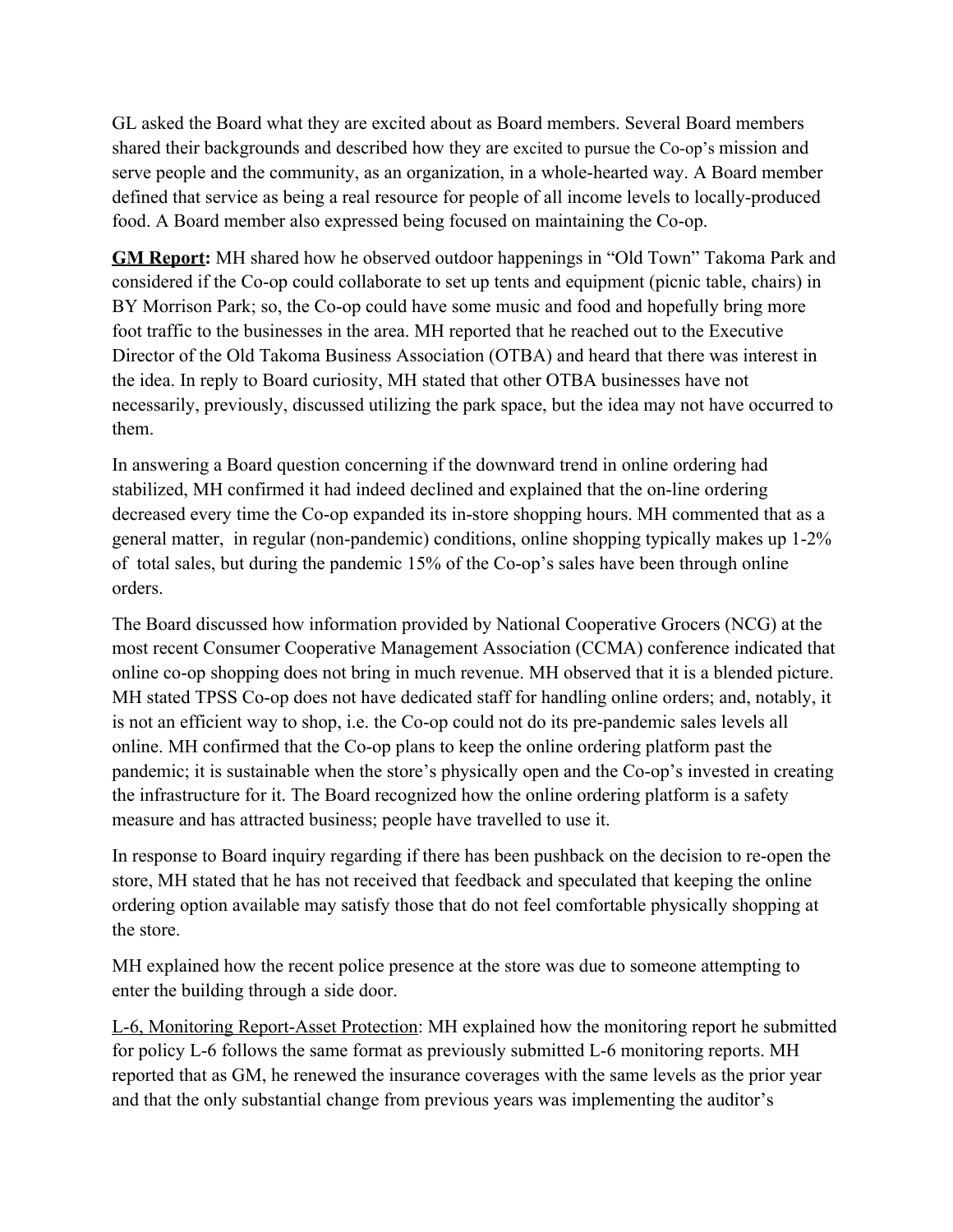GL asked the Board what they are excited about as Board members. Several Board members shared their backgrounds and described how they are excited to pursue the Co-op's mission and serve people and the community, as an organization, in a whole-hearted way. A Board member defined that service as being a real resource for people of all income levels to locally-produced food. A Board member also expressed being focused on maintaining the Co-op.

**GM Report:** MH shared how he observed outdoor happenings in "Old Town" Takoma Park and considered if the Co-op could collaborate to set up tents and equipment (picnic table, chairs) in BY Morrison Park; so, the Co-op could have some music and food and hopefully bring more foot traffic to the businesses in the area. MH reported that he reached out to the Executive Director of the Old Takoma Business Association (OTBA) and heard that there was interest in the idea. In reply to Board curiosity, MH stated that other OTBA businesses have not necessarily, previously, discussed utilizing the park space, but the idea may not have occurred to them.

In answering a Board question concerning if the downward trend in online ordering had stabilized, MH confirmed it had indeed declined and explained that the on-line ordering decreased every time the Co-op expanded its in-store shopping hours. MH commented that as a general matter, in regular (non-pandemic) conditions, online shopping typically makes up 1-2% of total sales, but during the pandemic 15% of the Co-op's sales have been through online orders.

The Board discussed how information provided by National Cooperative Grocers (NCG) at the most recent Consumer Cooperative Management Association (CCMA) conference indicated that online co-op shopping does not bring in much revenue. MH observed that it is a blended picture. MH stated TPSS Co-op does not have dedicated staff for handling online orders; and, notably, it is not an efficient way to shop, i.e. the Co-op could not do its pre-pandemic sales levels all online. MH confirmed that the Co-op plans to keep the online ordering platform past the pandemic; it is sustainable when the store's physically open and the Co-op's invested in creating the infrastructure for it. The Board recognized how the online ordering platform is a safety measure and has attracted business; people have travelled to use it.

In response to Board inquiry regarding if there has been pushback on the decision to re-open the store, MH stated that he has not received that feedback and speculated that keeping the online ordering option available may satisfy those that do not feel comfortable physically shopping at the store.

MH explained how the recent police presence at the store was due to someone attempting to enter the building through a side door.

L-6, Monitoring Report-Asset Protection: MH explained how the monitoring report he submitted for policy L-6 follows the same format as previously submitted L-6 monitoring reports. MH reported that as GM, he renewed the insurance coverages with the same levels as the prior year and that the only substantial change from previous years was implementing the auditor's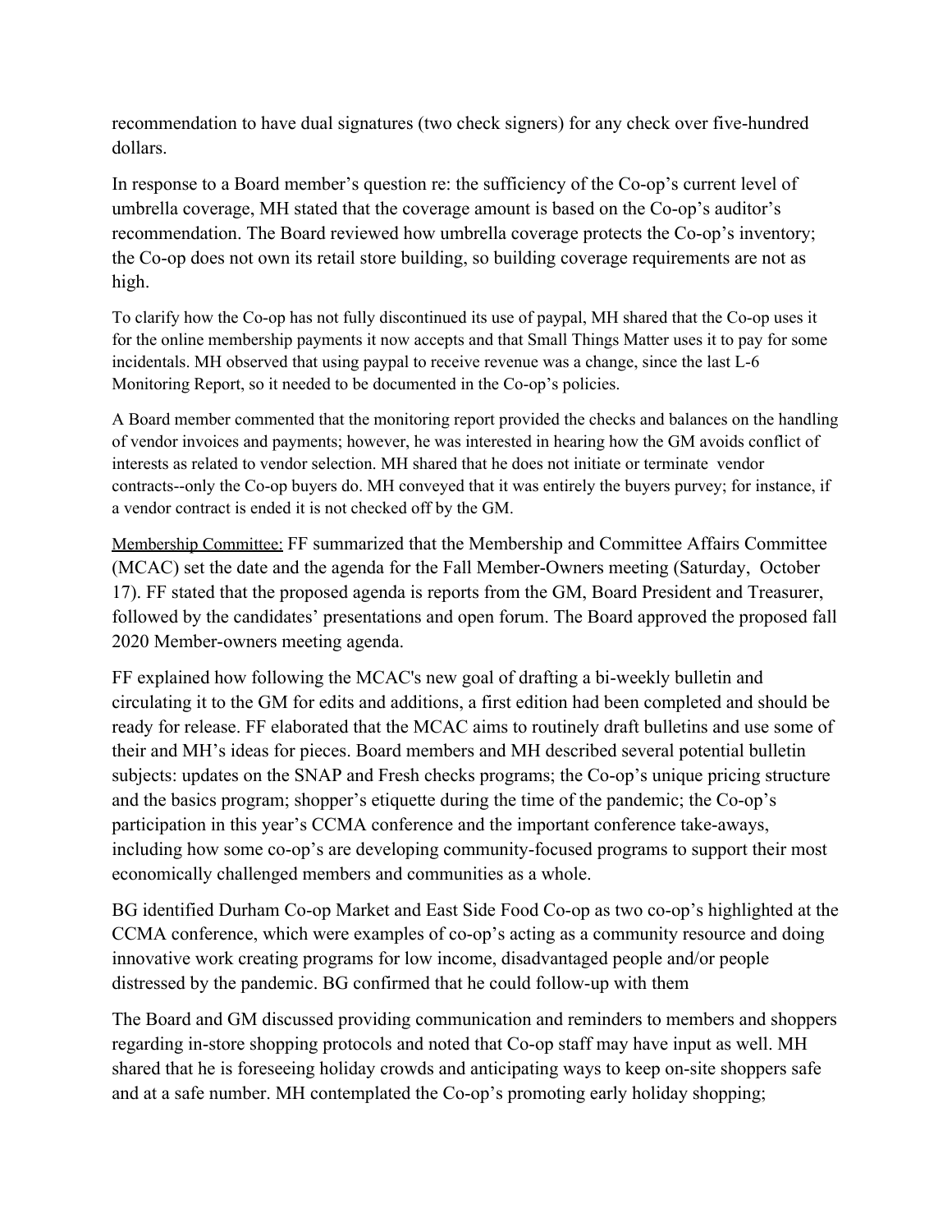recommendation to have dual signatures (two check signers) for any check over five-hundred dollars.

In response to a Board member's question re: the sufficiency of the Co-op's current level of umbrella coverage, MH stated that the coverage amount is based on the Co-op's auditor's recommendation. The Board reviewed how umbrella coverage protects the Co-op's inventory; the Co-op does not own its retail store building, so building coverage requirements are not as high.

To clarify how the Co-op has not fully discontinued its use of paypal, MH shared that the Co-op uses it for the online membership payments it now accepts and that Small Things Matter uses it to pay for some incidentals. MH observed that using paypal to receive revenue was a change, since the last L-6 Monitoring Report, so it needed to be documented in the Co-op's policies.

A Board member commented that the monitoring report provided the checks and balances on the handling of vendor invoices and payments; however, he was interested in hearing how the GM avoids conflict of interests as related to vendor selection. MH shared that he does not initiate or terminate vendor contracts--only the Co-op buyers do. MH conveyed that it was entirely the buyers purvey; for instance, if a vendor contract is ended it is not checked off by the GM.

Membership Committee: FF summarized that the Membership and Committee Affairs Committee (MCAC) set the date and the agenda for the Fall Member-Owners meeting (Saturday, October 17). FF stated that the proposed agenda is reports from the GM, Board President and Treasurer, followed by the candidates' presentations and open forum. The Board approved the proposed fall 2020 Member-owners meeting agenda.

FF explained how following the MCAC's new goal of drafting a bi-weekly bulletin and circulating it to the GM for edits and additions, a first edition had been completed and should be ready for release. FF elaborated that the MCAC aims to routinely draft bulletins and use some of their and MH's ideas for pieces. Board members and MH described several potential bulletin subjects: updates on the SNAP and Fresh checks programs; the Co-op's unique pricing structure and the basics program; shopper's etiquette during the time of the pandemic; the Co-op's participation in this year's CCMA conference and the important conference take-aways, including how some co-op's are developing community-focused programs to support their most economically challenged members and communities as a whole.

BG identified Durham Co-op Market and East Side Food Co-op as two co-op's highlighted at the CCMA conference, which were examples of co-op's acting as a community resource and doing innovative work creating programs for low income, disadvantaged people and/or people distressed by the pandemic. BG confirmed that he could follow-up with them

The Board and GM discussed providing communication and reminders to members and shoppers regarding in-store shopping protocols and noted that Co-op staff may have input as well. MH shared that he is foreseeing holiday crowds and anticipating ways to keep on-site shoppers safe and at a safe number. MH contemplated the Co-op's promoting early holiday shopping;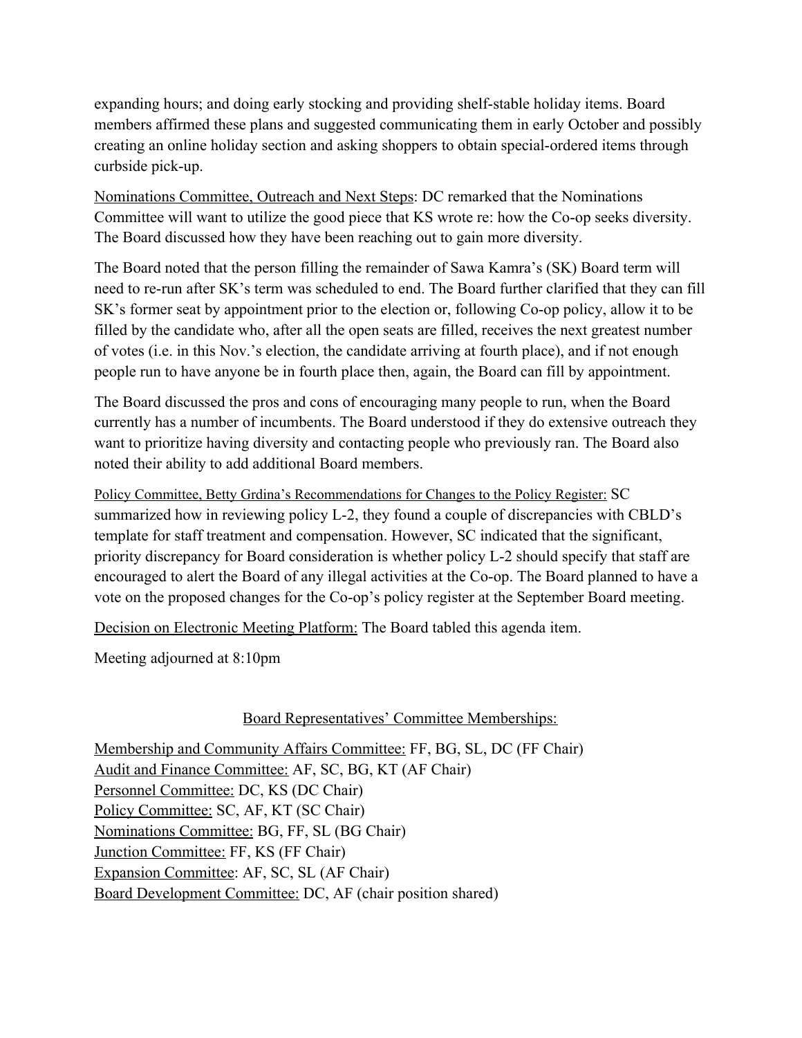expanding hours; and doing early stocking and providing shelf-stable holiday items. Board members affirmed these plans and suggested communicating them in early October and possibly creating an online holiday section and asking shoppers to obtain special-ordered items through curbside pick-up.

Nominations Committee, Outreach and Next Steps: DC remarked that the Nominations Committee will want to utilize the good piece that KS wrote re: how the Co-op seeks diversity. The Board discussed how they have been reaching out to gain more diversity.

The Board noted that the person filling the remainder of Sawa Kamra's (SK) Board term will need to re-run after SK's term was scheduled to end. The Board further clarified that they can fill SK's former seat by appointment prior to the election or, following Co-op policy, allow it to be filled by the candidate who, after all the open seats are filled, receives the next greatest number of votes (i.e. in this Nov.'s election, the candidate arriving at fourth place), and if not enough people run to have anyone be in fourth place then, again, the Board can fill by appointment.

The Board discussed the pros and cons of encouraging many people to run, when the Board currently has a number of incumbents. The Board understood if they do extensive outreach they want to prioritize having diversity and contacting people who previously ran. The Board also noted their ability to add additional Board members.

Policy Committee, Betty Grdina's Recommendations for Changes to the Policy Register: SC summarized how in reviewing policy L-2, they found a couple of discrepancies with CBLD's template for staff treatment and compensation. However, SC indicated that the significant, priority discrepancy for Board consideration is whether policy L-2 should specify that staff are encouraged to alert the Board of any illegal activities at the Co-op. The Board planned to have a vote on the proposed changes for the Co-op's policy register at the September Board meeting.

Decision on Electronic Meeting Platform: The Board tabled this agenda item.

Meeting adjourned at 8:10pm

## Board Representatives' Committee Memberships:

Membership and Community Affairs Committee: FF, BG, SL, DC (FF Chair)
Audit and Finance Committee: AF, SC, BG, KT (AF Chair)
Personnel Committee: DC, KS (DC Chair)
Policy Committee: SC, AF, KT (SC Chair)
Nominations Committee: BG, FF, SL (BG Chair)
Junction Committee: FF, KS (FF Chair)
Expansion Committee: AF, SC, SL (AF Chair)
Board Development Committee: DC, AF (chair position shared)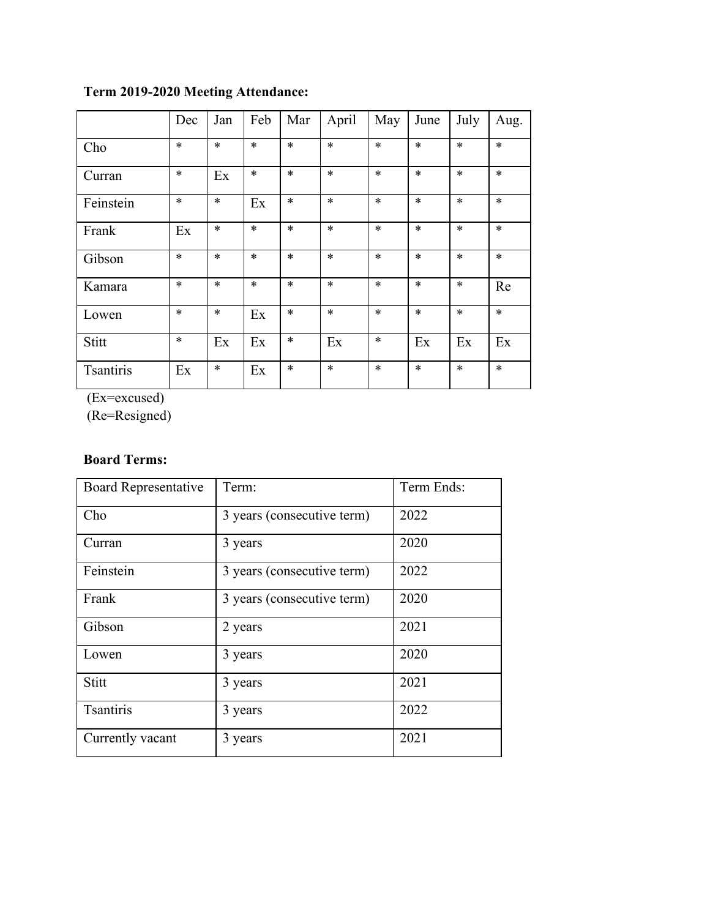**Term 2019-2020 Meeting Attendance:**

| | Dec | Jan | Feb | Mar | April | May | June | July | Aug. |
|---|---|---|---|---|---|---|---|---|---|
| Cho | * | * | * | * | * | * | * | * | * |
| Curran | * | Ex | * | * | * | * | * | * | * |
| Feinstein | * | * | Ex | * | * | * | * | * | * |
| Frank | Ex | * | * | * | * | * | * | * | * |
| Gibson | * | * | * | * | * | * | * | * | * |
| Kamara | * | * | * | * | * | * | * | * | Re |
| Lowen | * | * | Ex | * | * | * | * | * | * |
| Stitt | * | Ex | Ex | * | Ex | * | Ex | Ex | Ex |
| Tsantiris | Ex | * | Ex | * | * | * | * | * | * |

(Ex=excused)
(Re=Resigned)

**Board Terms:**

| Board Representative | Term: | Term Ends: |
|---|---|---|
| Cho | 3 years (consecutive term) | 2022 |
| Curran | 3 years | 2020 |
| Feinstein | 3 years (consecutive term) | 2022 |
| Frank | 3 years (consecutive term) | 2020 |
| Gibson | 2 years | 2021 |
| Lowen | 3 years | 2020 |
| Stitt | 3 years | 2021 |
| Tsantiris | 3 years | 2022 |
| Currently vacant | 3 years | 2021 |